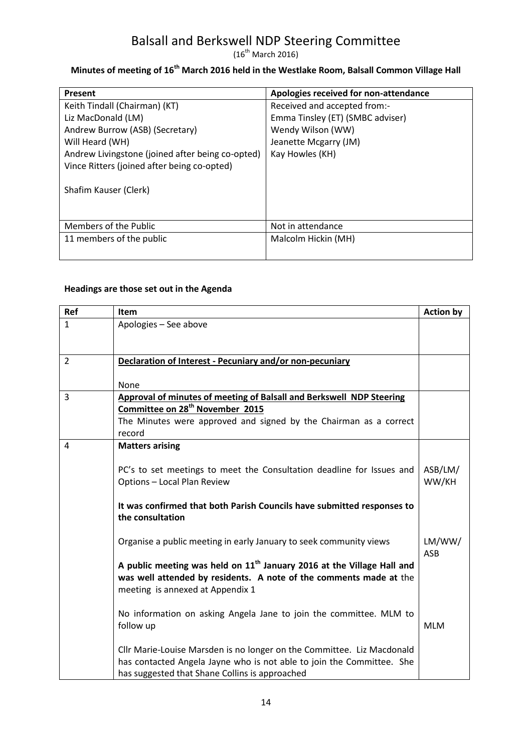// Balsall and Berkswell NDP Steering Committee

(16th March 2016)

**Minutes of meeting of 16th March 2016 held in the Westlake Room, Balsall Common Village Hall**

| Present | Apologies received for non-attendance |
|---|---|
| Keith Tindall (Chairman) (KT)<br>Liz MacDonald (LM)<br>Andrew Burrow (ASB) (Secretary)<br>Will Heard (WH)<br>Andrew Livingstone (joined after being co-opted)<br>Vince Ritters (joined after being co-opted)<br><br>Shafim Kauser (Clerk) | Received and accepted from:-<br>Emma Tinsley (ET) (SMBC adviser)<br>Wendy Wilson (WW)<br>Jeanette Mcgarry (JM)<br>Kay Howles (KH) |
| Members of the Public | Not in attendance |
| 11 members of the public | Malcolm Hickin (MH) |

**Headings are those set out in the Agenda**

| Ref | Item | Action by |
|---|---|---|
| 1 | Apologies – See above | |
| 2 | **Declaration of Interest - Pecuniary and/or non-pecuniary**<br><br>None | |
| 3 | **Approval of minutes of meeting of Balsall and Berkswell NDP Steering Committee on 28th November 2015**<br>The Minutes were approved and signed by the Chairman as a correct record | |
| 4 | **Matters arising** | |
| | PC's to set meetings to meet the Consultation deadline for Issues and Options – Local Plan Review | ASB/LM/WW/KH |
| | **It was confirmed that both Parish Councils have submitted responses to the consultation** | |
| | Organise a public meeting in early January to seek community views | LM/WW/ASB |
| | **A public meeting was held on 11th January 2016 at the Village Hall and was well attended by residents. A note of the comments made at** the meeting is annexed at Appendix 1 | |
| | No information on asking Angela Jane to join the committee. MLM to follow up | MLM |
| | Cllr Marie-Louise Marsden is no longer on the Committee. Liz Macdonald has contacted Angela Jayne who is not able to join the Committee. She has suggested that Shane Collins is approached | |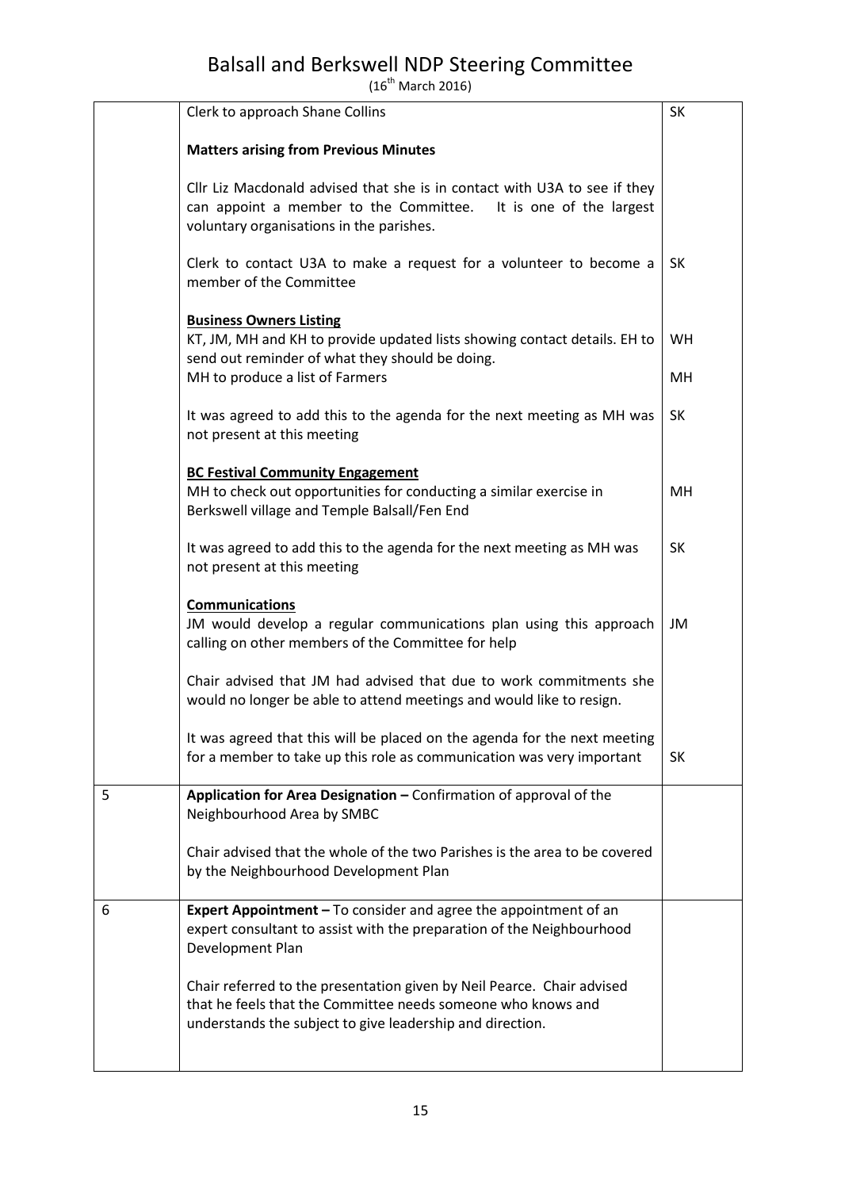# Balsall and Berkswell NDP Steering Committee

(16th March 2016)

| | | |
|---|---|---|
| | Clerk to approach Shane Collins | SK |
| | **Matters arising from Previous Minutes** | |
| | Cllr Liz Macdonald advised that she is in contact with U3A to see if they can appoint a member to the Committee. It is one of the largest voluntary organisations in the parishes. | |
| | Clerk to contact U3A to make a request for a volunteer to become a member of the Committee | SK |
| | **Business Owners Listing**<br>KT, JM, MH and KH to provide updated lists showing contact details. EH to send out reminder of what they should be doing. | WH |
| | MH to produce a list of Farmers | MH |
| | It was agreed to add this to the agenda for the next meeting as MH was not present at this meeting | SK |
| | **BC Festival Community Engagement**<br>MH to check out opportunities for conducting a similar exercise in Berkswell village and Temple Balsall/Fen End | MH |
| | It was agreed to add this to the agenda for the next meeting as MH was not present at this meeting | SK |
| | **Communications**<br>JM would develop a regular communications plan using this approach calling on other members of the Committee for help | JM |
| | Chair advised that JM had advised that due to work commitments she would no longer be able to attend meetings and would like to resign. | |
| | It was agreed that this will be placed on the agenda for the next meeting for a member to take up this role as communication was very important | SK |
| 5 | **Application for Area Designation –** Confirmation of approval of the Neighbourhood Area by SMBC | |
| | Chair advised that the whole of the two Parishes is the area to be covered by the Neighbourhood Development Plan | |
| 6 | **Expert Appointment –** To consider and agree the appointment of an expert consultant to assist with the preparation of the Neighbourhood Development Plan | |
| | Chair referred to the presentation given by Neil Pearce. Chair advised that he feels that the Committee needs someone who knows and understands the subject to give leadership and direction. | |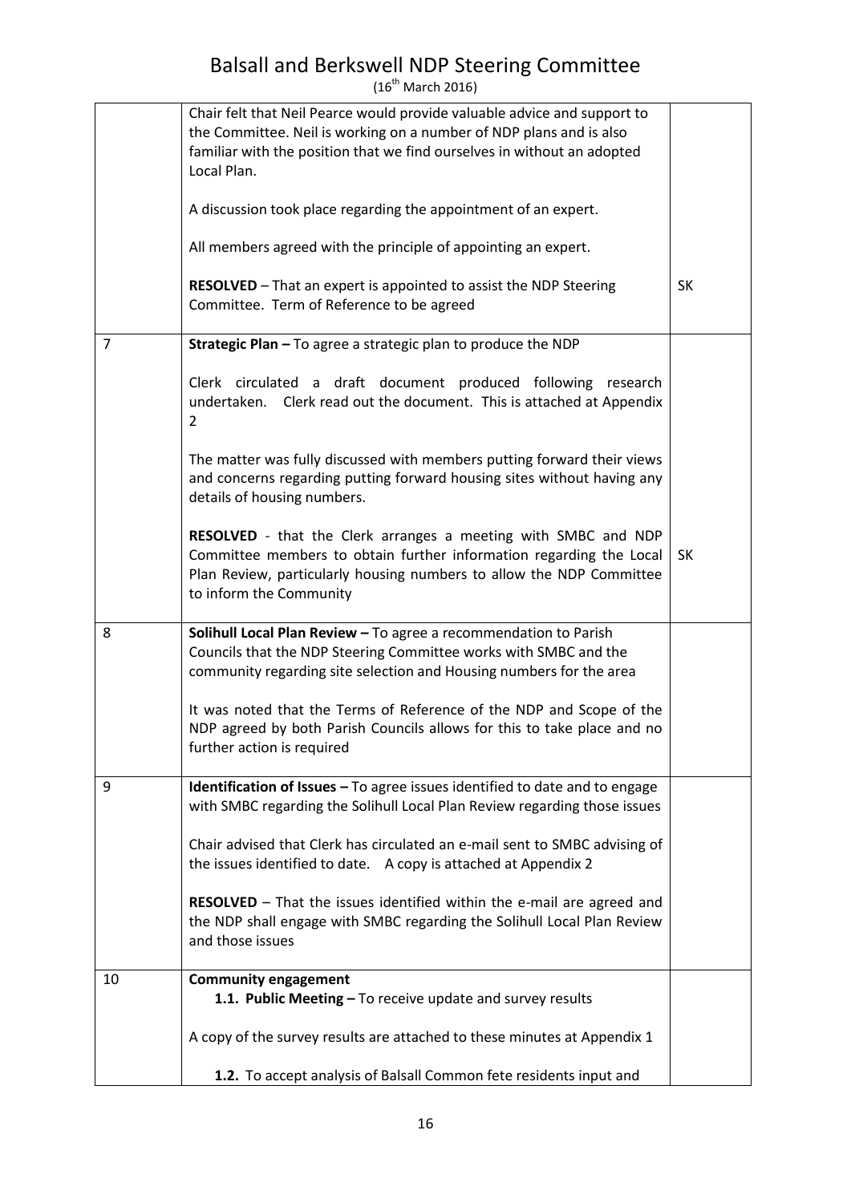# Balsall and Berkswell NDP Steering Committee

(16th March 2016)

| | | |
|---|---|---|
| | Chair felt that Neil Pearce would provide valuable advice and support to the Committee. Neil is working on a number of NDP plans and is also familiar with the position that we find ourselves in without an adopted Local Plan.<br><br>A discussion took place regarding the appointment of an expert.<br><br>All members agreed with the principle of appointing an expert.<br><br>**RESOLVED** – That an expert is appointed to assist the NDP Steering Committee. Term of Reference to be agreed | SK |
| 7 | **Strategic Plan –** To agree a strategic plan to produce the NDP<br><br>Clerk circulated a draft document produced following research undertaken. Clerk read out the document. This is attached at Appendix 2<br><br>The matter was fully discussed with members putting forward their views and concerns regarding putting forward housing sites without having any details of housing numbers.<br><br>**RESOLVED** - that the Clerk arranges a meeting with SMBC and NDP Committee members to obtain further information regarding the Local Plan Review, particularly housing numbers to allow the NDP Committee to inform the Community | SK |
| 8 | **Solihull Local Plan Review –** To agree a recommendation to Parish Councils that the NDP Steering Committee works with SMBC and the community regarding site selection and Housing numbers for the area<br><br>It was noted that the Terms of Reference of the NDP and Scope of the NDP agreed by both Parish Councils allows for this to take place and no further action is required | |
| 9 | **Identification of Issues –** To agree issues identified to date and to engage with SMBC regarding the Solihull Local Plan Review regarding those issues<br><br>Chair advised that Clerk has circulated an e-mail sent to SMBC advising of the issues identified to date. A copy is attached at Appendix 2<br><br>**RESOLVED** – That the issues identified within the e-mail are agreed and the NDP shall engage with SMBC regarding the Solihull Local Plan Review and those issues | |
| 10 | **Community engagement**<br>**1.1. Public Meeting –** To receive update and survey results<br><br>A copy of the survey results are attached to these minutes at Appendix 1<br><br>**1.2.** To accept analysis of Balsall Common fete residents input and | |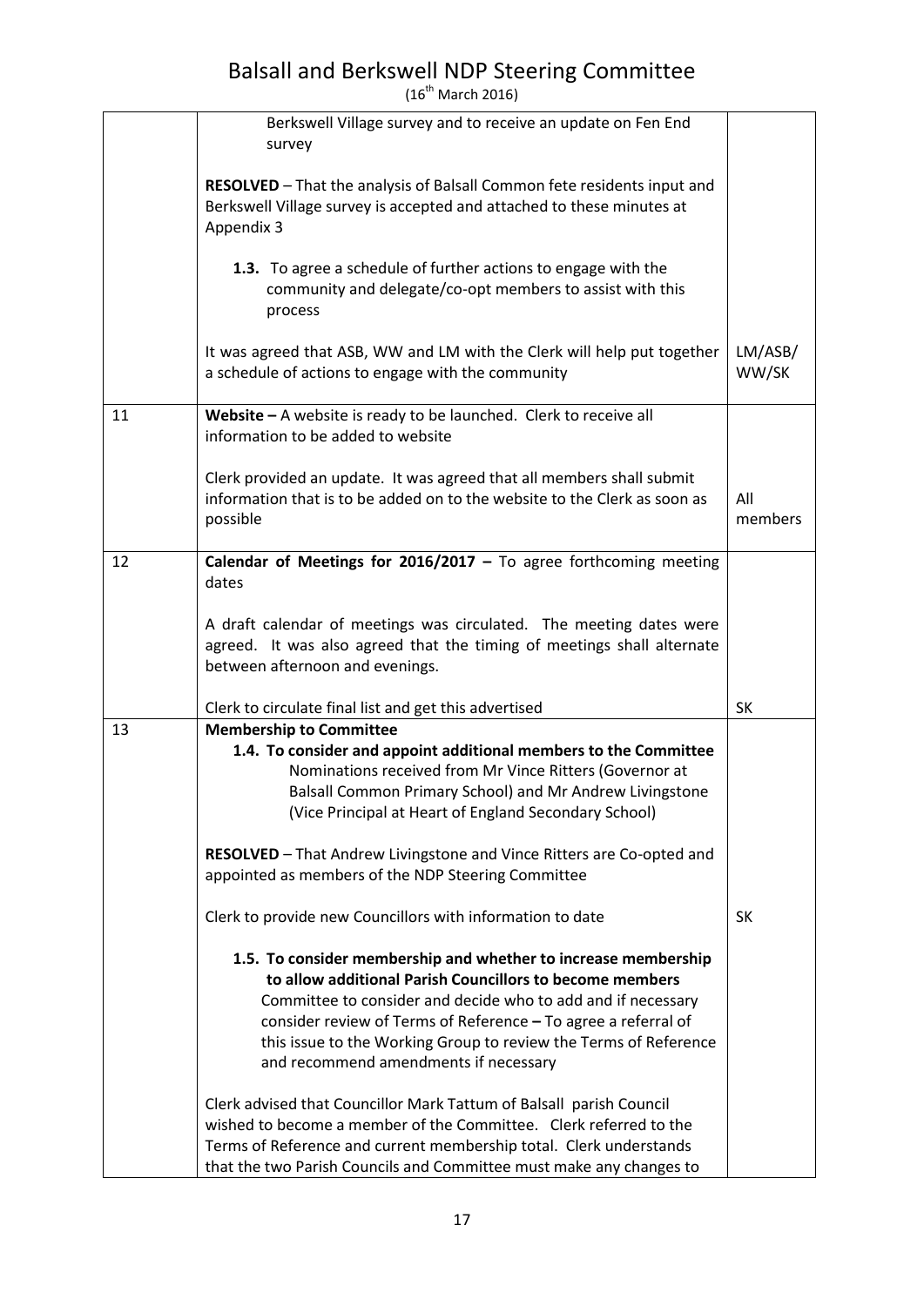# Balsall and Berkswell NDP Steering Committee

(16th March 2016)

| | | |
|---|---|---|
| | Berkswell Village survey and to receive an update on Fen End survey<br><br>**RESOLVED** – That the analysis of Balsall Common fete residents input and Berkswell Village survey is accepted and attached to these minutes at Appendix 3<br><br>**1.3.** To agree a schedule of further actions to engage with the community and delegate/co-opt members to assist with this process<br><br>It was agreed that ASB, WW and LM with the Clerk will help put together a schedule of actions to engage with the community | LM/ASB/ WW/SK |
| 11 | **Website –** A website is ready to be launched. Clerk to receive all information to be added to website<br><br>Clerk provided an update. It was agreed that all members shall submit information that is to be added on to the website to the Clerk as soon as possible | All members |
| 12 | **Calendar of Meetings for 2016/2017 –** To agree forthcoming meeting dates<br><br>A draft calendar of meetings was circulated. The meeting dates were agreed. It was also agreed that the timing of meetings shall alternate between afternoon and evenings.<br><br>Clerk to circulate final list and get this advertised | SK |
| 13 | **Membership to Committee**<br>**1.4. To consider and appoint additional members to the Committee**<br>Nominations received from Mr Vince Ritters (Governor at Balsall Common Primary School) and Mr Andrew Livingstone (Vice Principal at Heart of England Secondary School)<br><br>**RESOLVED** – That Andrew Livingstone and Vince Ritters are Co-opted and appointed as members of the NDP Steering Committee<br><br>Clerk to provide new Councillors with information to date<br><br>**1.5. To consider membership and whether to increase membership to allow additional Parish Councillors to become members**<br>Committee to consider and decide who to add and if necessary consider review of Terms of Reference **–** To agree a referral of this issue to the Working Group to review the Terms of Reference and recommend amendments if necessary<br><br>Clerk advised that Councillor Mark Tattum of Balsall parish Council wished to become a member of the Committee. Clerk referred to the Terms of Reference and current membership total. Clerk understands that the two Parish Councils and Committee must make any changes to | SK |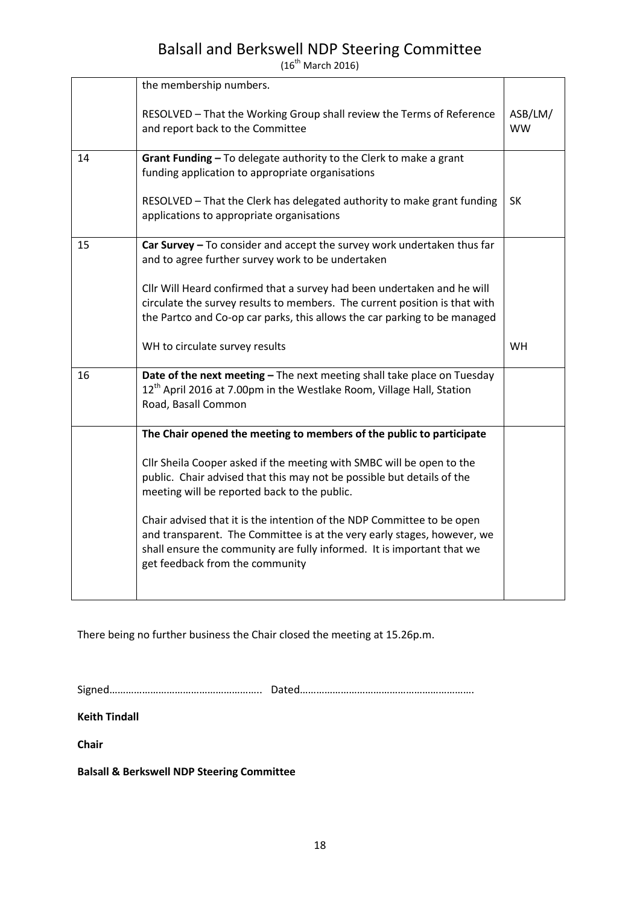| | the membership numbers.<br><br>RESOLVED – That the Working Group shall review the Terms of Reference and report back to the Committee | ASB/LM/WW |
|---|---|---|
| 14 | **Grant Funding –** To delegate authority to the Clerk to make a grant funding application to appropriate organisations<br><br>RESOLVED – That the Clerk has delegated authority to make grant funding applications to appropriate organisations | SK |
| 15 | **Car Survey –** To consider and accept the survey work undertaken thus far and to agree further survey work to be undertaken<br><br>Cllr Will Heard confirmed that a survey had been undertaken and he will circulate the survey results to members. The current position is that with the Partco and Co-op car parks, this allows the car parking to be managed<br><br>WH to circulate survey results | WH |
| 16 | **Date of the next meeting –** The next meeting shall take place on Tuesday 12th April 2016 at 7.00pm in the Westlake Room, Village Hall, Station Road, Basall Common | |
| | **The Chair opened the meeting to members of the public to participate**<br><br>Cllr Sheila Cooper asked if the meeting with SMBC will be open to the public. Chair advised that this may not be possible but details of the meeting will be reported back to the public.<br><br>Chair advised that it is the intention of the NDP Committee to be open and transparent. The Committee is at the very early stages, however, we shall ensure the community are fully informed. It is important that we get feedback from the community | |

There being no further business the Chair closed the meeting at 15.26p.m.

Signed……………………………………………….. Dated…………………………………………………….

**Keith Tindall**

**Chair**

**Balsall & Berkswell NDP Steering Committee**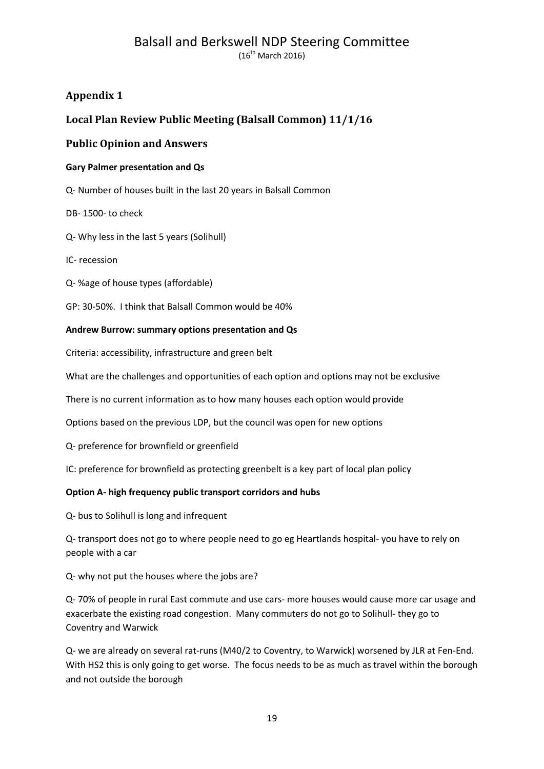## Appendix 1

## Local Plan Review Public Meeting (Balsall Common) 11/1/16

## Public Opinion and Answers

**Gary Palmer presentation and Qs**

Q- Number of houses built in the last 20 years in Balsall Common

DB- 1500- to check

Q- Why less in the last 5 years (Solihull)

IC- recession

Q- %age of house types (affordable)

GP: 30-50%. I think that Balsall Common would be 40%

**Andrew Burrow: summary options presentation and Qs**

Criteria: accessibility, infrastructure and green belt

What are the challenges and opportunities of each option and options may not be exclusive

There is no current information as to how many houses each option would provide

Options based on the previous LDP, but the council was open for new options

Q- preference for brownfield or greenfield

IC: preference for brownfield as protecting greenbelt is a key part of local plan policy

**Option A- high frequency public transport corridors and hubs**

Q- bus to Solihull is long and infrequent

Q- transport does not go to where people need to go eg Heartlands hospital- you have to rely on people with a car

Q- why not put the houses where the jobs are?

Q- 70% of people in rural East commute and use cars- more houses would cause more car usage and exacerbate the existing road congestion. Many commuters do not go to Solihull- they go to Coventry and Warwick

Q- we are already on several rat-runs (M40/2 to Coventry, to Warwick) worsened by JLR at Fen-End. With HS2 this is only going to get worse. The focus needs to be as much as travel within the borough and not outside the borough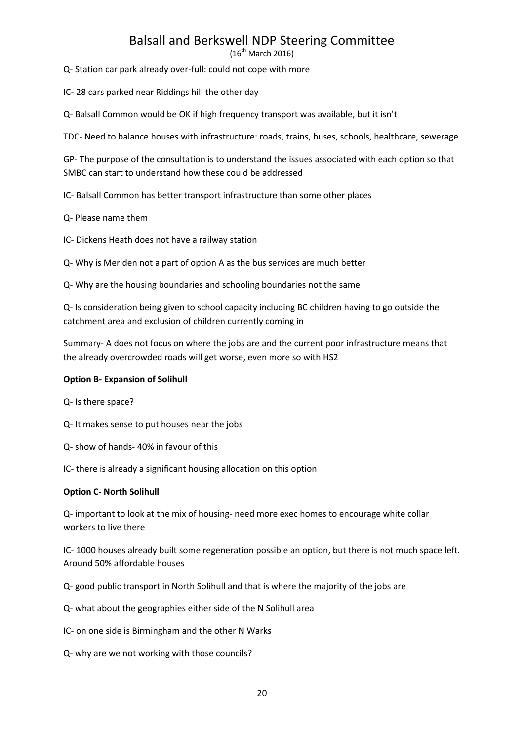Q- Station car park already over-full: could not cope with more

IC- 28 cars parked near Riddings hill the other day

Q- Balsall Common would be OK if high frequency transport was available, but it isn't

TDC- Need to balance houses with infrastructure: roads, trains, buses, schools, healthcare, sewerage

GP- The purpose of the consultation is to understand the issues associated with each option so that SMBC can start to understand how these could be addressed

IC- Balsall Common has better transport infrastructure than some other places

Q- Please name them

IC- Dickens Heath does not have a railway station

Q- Why is Meriden not a part of option A as the bus services are much better

Q- Why are the housing boundaries and schooling boundaries not the same

Q- Is consideration being given to school capacity including BC children having to go outside the catchment area and exclusion of children currently coming in

Summary- A does not focus on where the jobs are and the current poor infrastructure means that the already overcrowded roads will get worse, even more so with HS2

**Option B- Expansion of Solihull**

Q- Is there space?

Q- It makes sense to put houses near the jobs

Q- show of hands- 40% in favour of this

IC- there is already a significant housing allocation on this option

**Option C- North Solihull**

Q- important to look at the mix of housing- need more exec homes to encourage white collar workers to live there

IC- 1000 houses already built some regeneration possible an option, but there is not much space left. Around 50% affordable houses

Q- good public transport in North Solihull and that is where the majority of the jobs are

Q- what about the geographies either side of the N Solihull area

IC- on one side is Birmingham and the other N Warks

Q- why are we not working with those councils?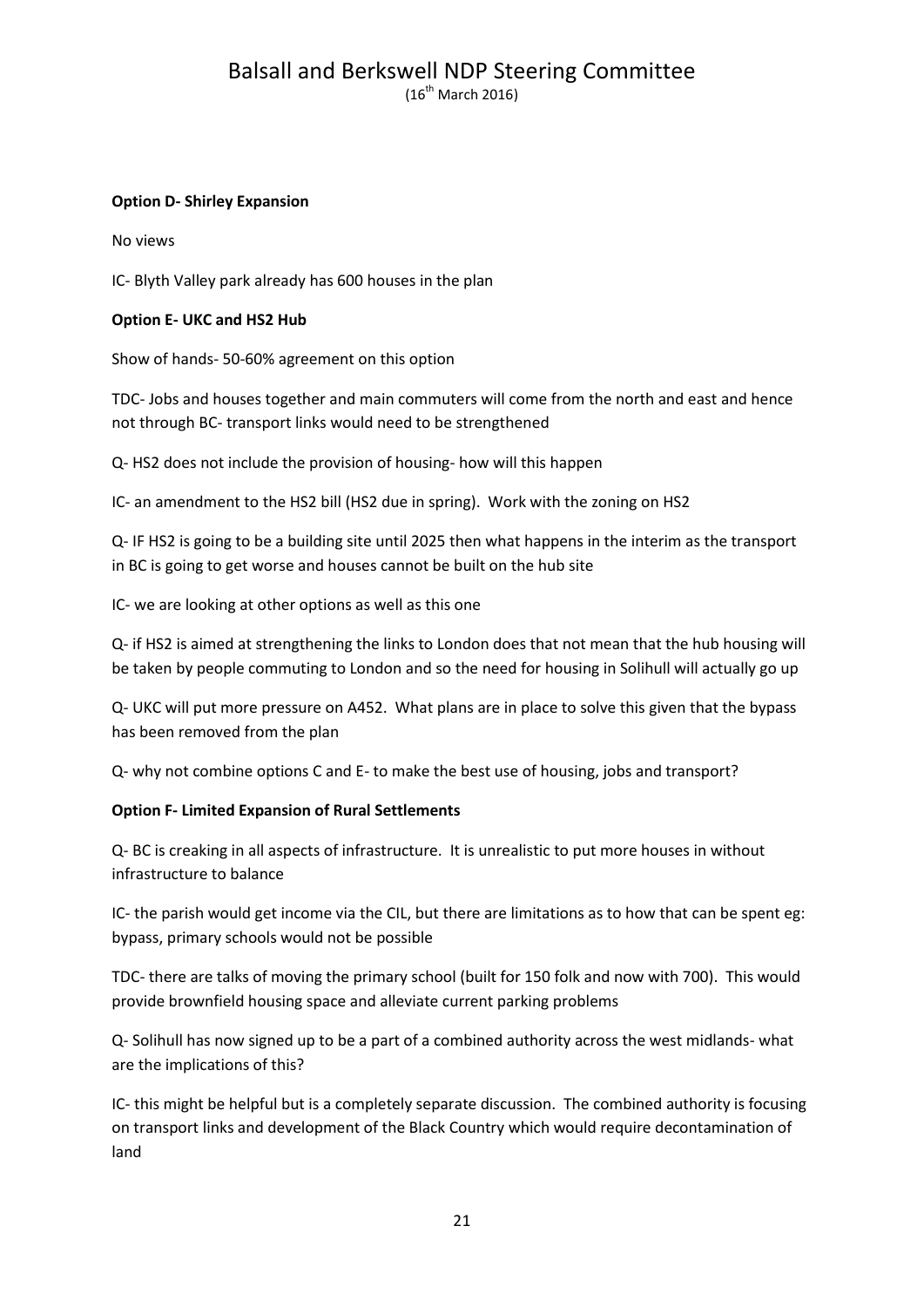**Option D- Shirley Expansion**

No views

IC- Blyth Valley park already has 600 houses in the plan

**Option E- UKC and HS2 Hub**

Show of hands- 50-60% agreement on this option

TDC- Jobs and houses together and main commuters will come from the north and east and hence not through BC- transport links would need to be strengthened

Q- HS2 does not include the provision of housing- how will this happen

IC- an amendment to the HS2 bill (HS2 due in spring). Work with the zoning on HS2

Q- IF HS2 is going to be a building site until 2025 then what happens in the interim as the transport in BC is going to get worse and houses cannot be built on the hub site

IC- we are looking at other options as well as this one

Q- if HS2 is aimed at strengthening the links to London does that not mean that the hub housing will be taken by people commuting to London and so the need for housing in Solihull will actually go up

Q- UKC will put more pressure on A452. What plans are in place to solve this given that the bypass has been removed from the plan

Q- why not combine options C and E- to make the best use of housing, jobs and transport?

**Option F- Limited Expansion of Rural Settlements**

Q- BC is creaking in all aspects of infrastructure. It is unrealistic to put more houses in without infrastructure to balance

IC- the parish would get income via the CIL, but there are limitations as to how that can be spent eg: bypass, primary schools would not be possible

TDC- there are talks of moving the primary school (built for 150 folk and now with 700). This would provide brownfield housing space and alleviate current parking problems

Q- Solihull has now signed up to be a part of a combined authority across the west midlands- what are the implications of this?

IC- this might be helpful but is a completely separate discussion. The combined authority is focusing on transport links and development of the Black Country which would require decontamination of land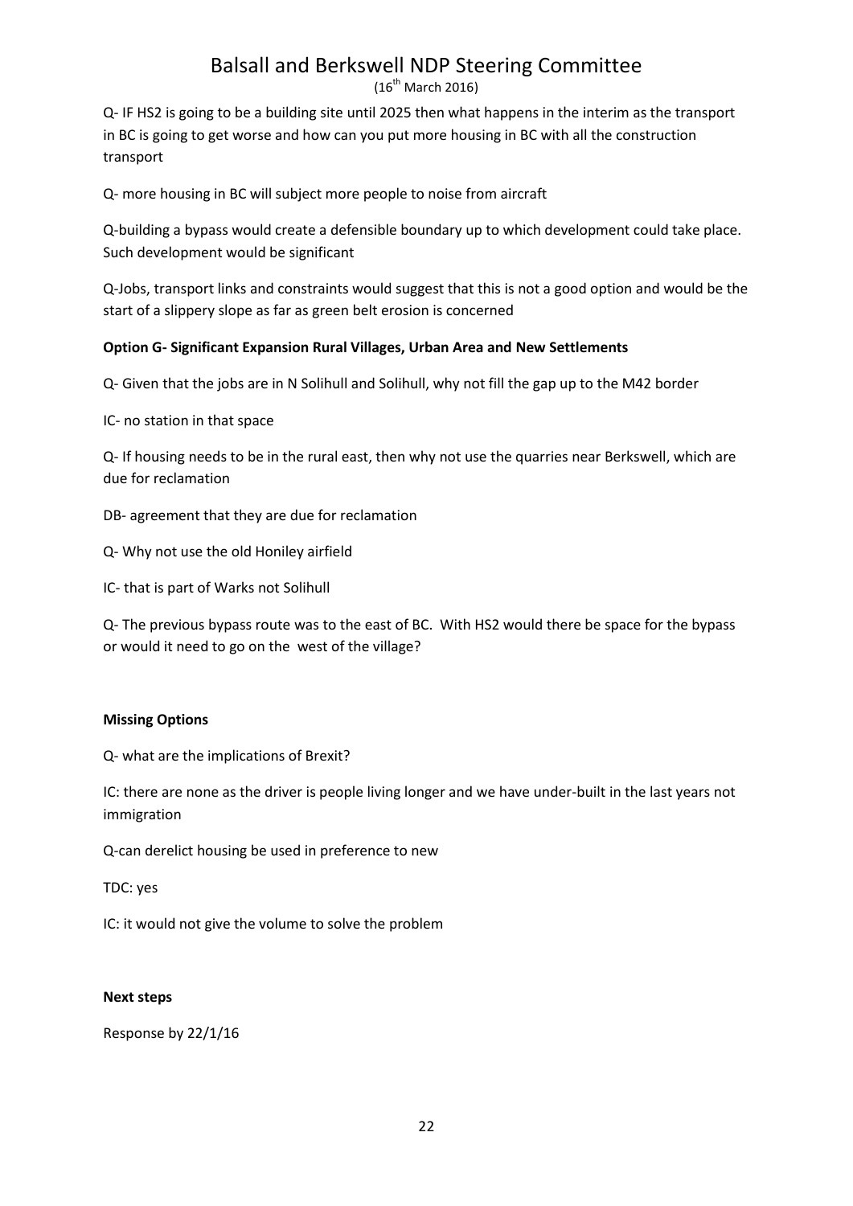Q- IF HS2 is going to be a building site until 2025 then what happens in the interim as the transport in BC is going to get worse and how can you put more housing in BC with all the construction transport

Q- more housing in BC will subject more people to noise from aircraft

Q-building a bypass would create a defensible boundary up to which development could take place. Such development would be significant

Q-Jobs, transport links and constraints would suggest that this is not a good option and would be the start of a slippery slope as far as green belt erosion is concerned

**Option G- Significant Expansion Rural Villages, Urban Area and New Settlements**

Q- Given that the jobs are in N Solihull and Solihull, why not fill the gap up to the M42 border

IC- no station in that space

Q- If housing needs to be in the rural east, then why not use the quarries near Berkswell, which are due for reclamation

DB- agreement that they are due for reclamation

Q- Why not use the old Honiley airfield

IC- that is part of Warks not Solihull

Q- The previous bypass route was to the east of BC. With HS2 would there be space for the bypass or would it need to go on the west of the village?

**Missing Options**

Q- what are the implications of Brexit?

IC: there are none as the driver is people living longer and we have under-built in the last years not immigration

Q-can derelict housing be used in preference to new

TDC: yes

IC: it would not give the volume to solve the problem

**Next steps**

Response by 22/1/16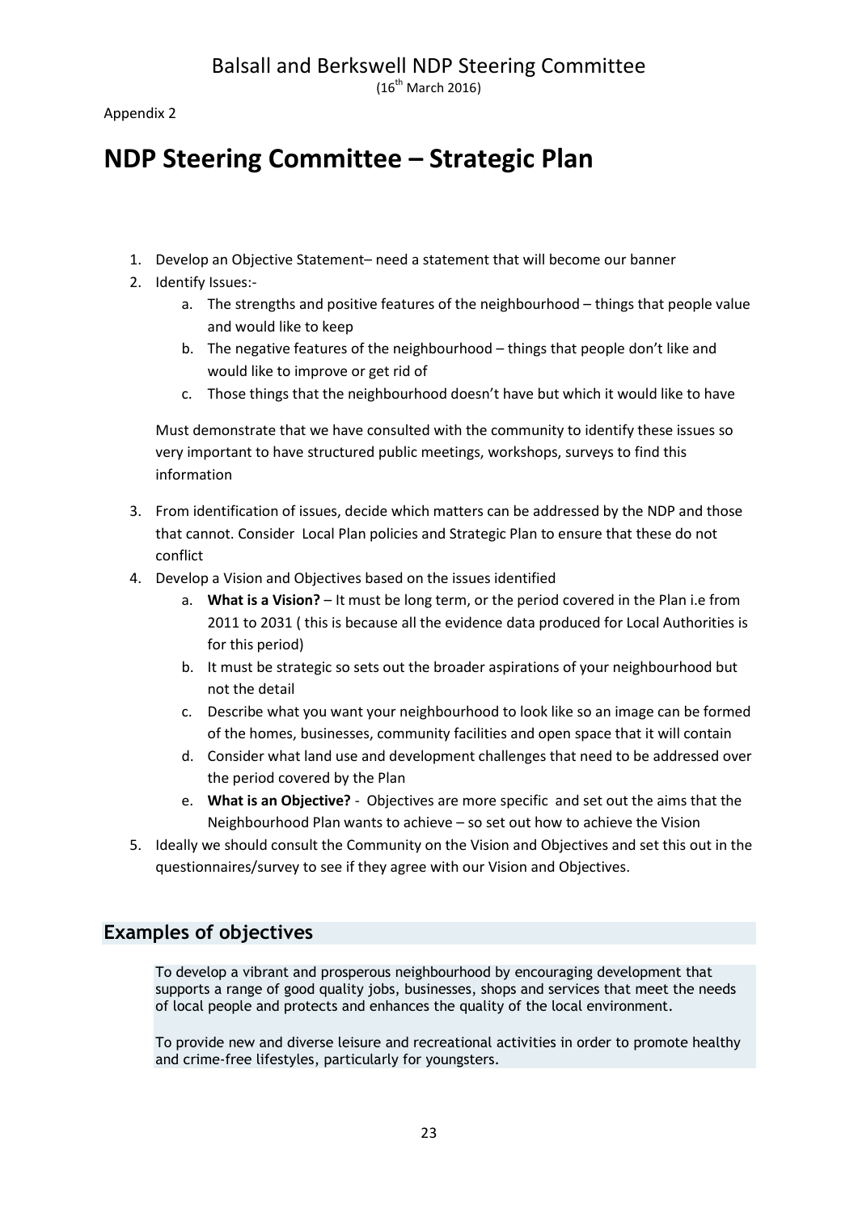Appendix 2

# NDP Steering Committee – Strategic Plan

1. Develop an Objective Statement– need a statement that will become our banner
2. Identify Issues:-
   a. The strengths and positive features of the neighbourhood – things that people value and would like to keep
   b. The negative features of the neighbourhood – things that people don't like and would like to improve or get rid of
   c. Those things that the neighbourhood doesn't have but which it would like to have

   Must demonstrate that we have consulted with the community to identify these issues so very important to have structured public meetings, workshops, surveys to find this information

3. From identification of issues, decide which matters can be addressed by the NDP and those that cannot. Consider Local Plan policies and Strategic Plan to ensure that these do not conflict
4. Develop a Vision and Objectives based on the issues identified
   a. **What is a Vision?** – It must be long term, or the period covered in the Plan i.e from 2011 to 2031 ( this is because all the evidence data produced for Local Authorities is for this period)
   b. It must be strategic so sets out the broader aspirations of your neighbourhood but not the detail
   c. Describe what you want your neighbourhood to look like so an image can be formed of the homes, businesses, community facilities and open space that it will contain
   d. Consider what land use and development challenges that need to be addressed over the period covered by the Plan
   e. **What is an Objective?** - Objectives are more specific and set out the aims that the Neighbourhood Plan wants to achieve – so set out how to achieve the Vision
5. Ideally we should consult the Community on the Vision and Objectives and set this out in the questionnaires/survey to see if they agree with our Vision and Objectives.

## Examples of objectives

To develop a vibrant and prosperous neighbourhood by encouraging development that supports a range of good quality jobs, businesses, shops and services that meet the needs of local people and protects and enhances the quality of the local environment.

To provide new and diverse leisure and recreational activities in order to promote healthy and crime-free lifestyles, particularly for youngsters.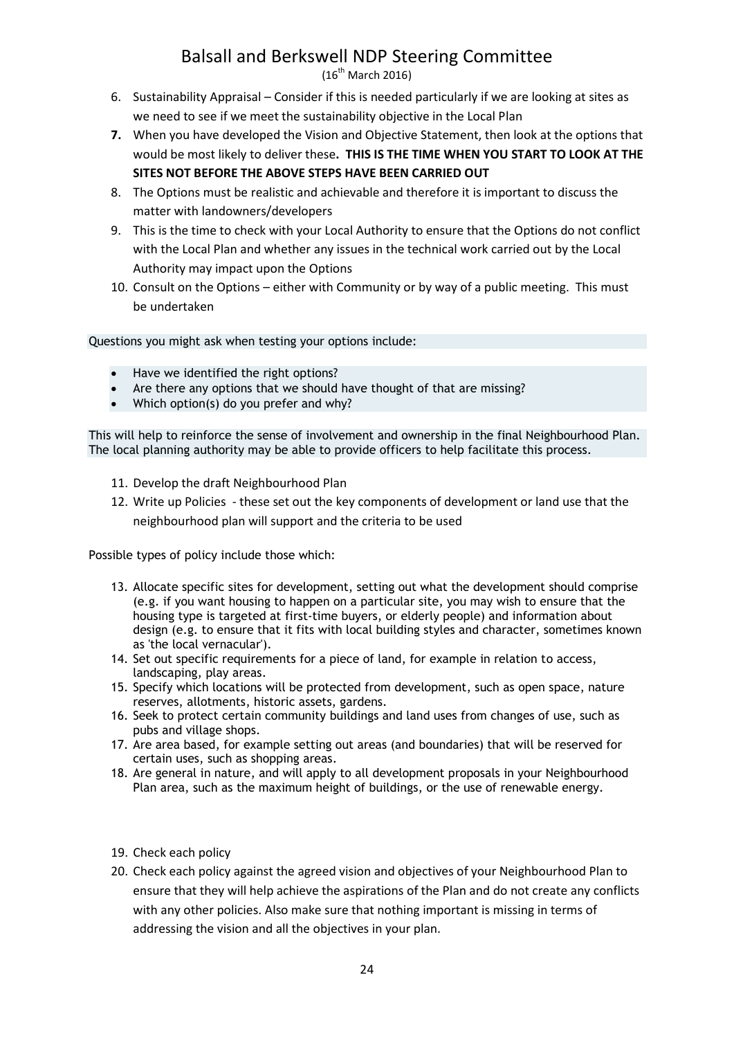6. Sustainability Appraisal – Consider if this is needed particularly if we are looking at sites as we need to see if we meet the sustainability objective in the Local Plan
7. When you have developed the Vision and Objective Statement, then look at the options that would be most likely to deliver these**. THIS IS THE TIME WHEN YOU START TO LOOK AT THE SITES NOT BEFORE THE ABOVE STEPS HAVE BEEN CARRIED OUT**
8. The Options must be realistic and achievable and therefore it is important to discuss the matter with landowners/developers
9. This is the time to check with your Local Authority to ensure that the Options do not conflict with the Local Plan and whether any issues in the technical work carried out by the Local Authority may impact upon the Options
10. Consult on the Options – either with Community or by way of a public meeting. This must be undertaken

Questions you might ask when testing your options include:

- Have we identified the right options?
- Are there any options that we should have thought of that are missing?
- Which option(s) do you prefer and why?

This will help to reinforce the sense of involvement and ownership in the final Neighbourhood Plan. The local planning authority may be able to provide officers to help facilitate this process.

11. Develop the draft Neighbourhood Plan
12. Write up Policies - these set out the key components of development or land use that the neighbourhood plan will support and the criteria to be used

Possible types of policy include those which:

13. Allocate specific sites for development, setting out what the development should comprise (e.g. if you want housing to happen on a particular site, you may wish to ensure that the housing type is targeted at first-time buyers, or elderly people) and information about design (e.g. to ensure that it fits with local building styles and character, sometimes known as 'the local vernacular').
14. Set out specific requirements for a piece of land, for example in relation to access, landscaping, play areas.
15. Specify which locations will be protected from development, such as open space, nature reserves, allotments, historic assets, gardens.
16. Seek to protect certain community buildings and land uses from changes of use, such as pubs and village shops.
17. Are area based, for example setting out areas (and boundaries) that will be reserved for certain uses, such as shopping areas.
18. Are general in nature, and will apply to all development proposals in your Neighbourhood Plan area, such as the maximum height of buildings, or the use of renewable energy.

19. Check each policy
20. Check each policy against the agreed vision and objectives of your Neighbourhood Plan to ensure that they will help achieve the aspirations of the Plan and do not create any conflicts with any other policies. Also make sure that nothing important is missing in terms of addressing the vision and all the objectives in your plan.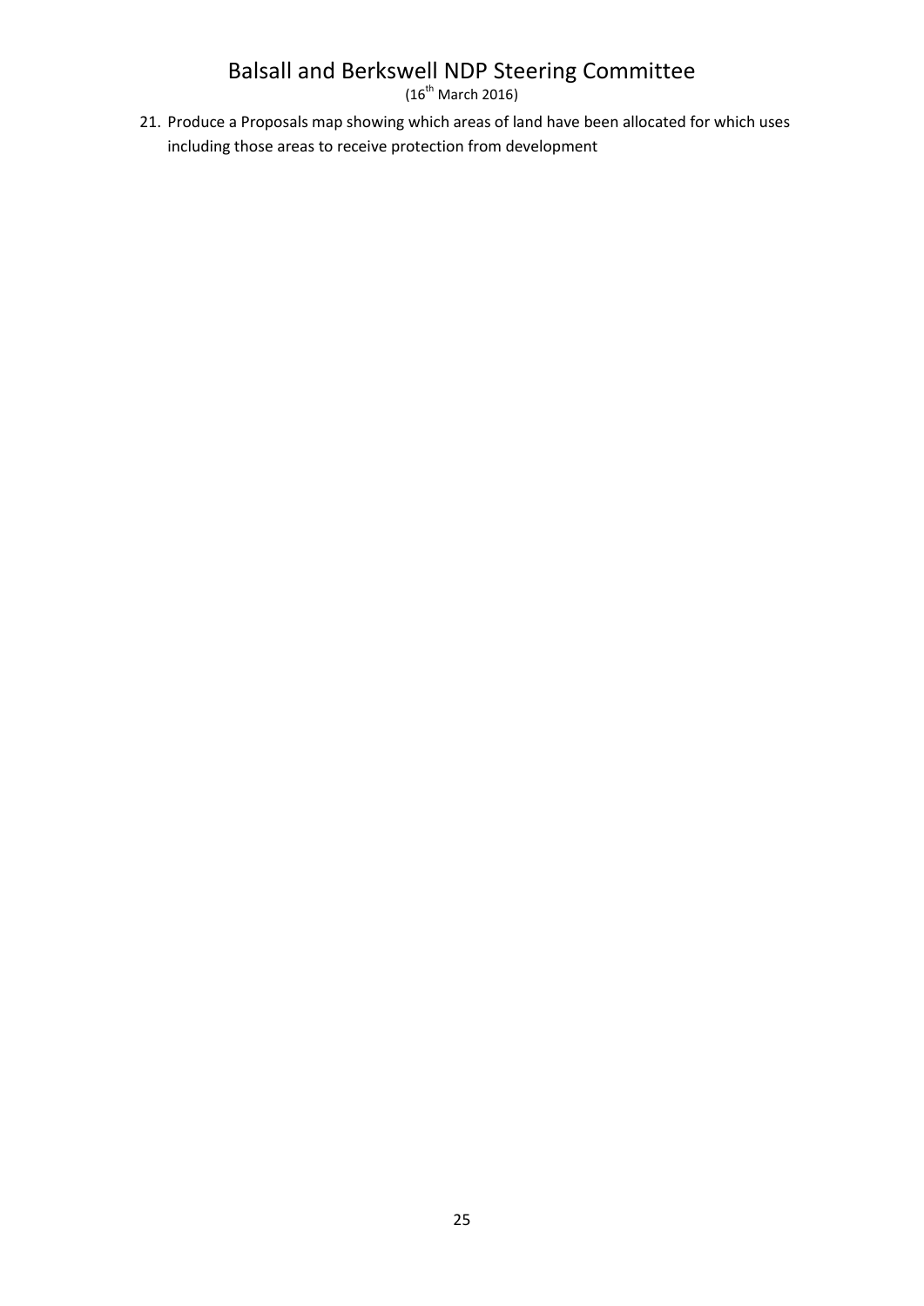21. Produce a Proposals map showing which areas of land have been allocated for which uses including those areas to receive protection from development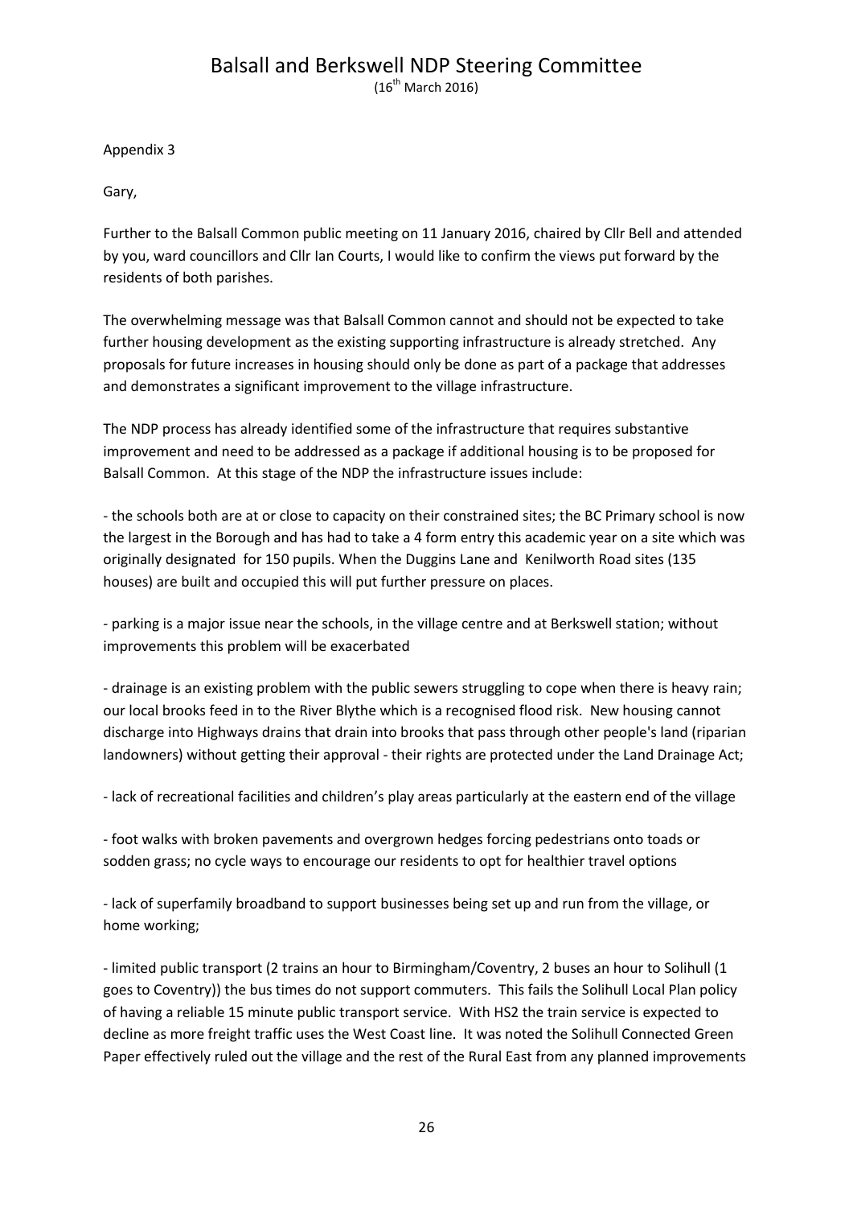Appendix 3

Gary,

Further to the Balsall Common public meeting on 11 January 2016, chaired by Cllr Bell and attended by you, ward councillors and Cllr Ian Courts, I would like to confirm the views put forward by the residents of both parishes.

The overwhelming message was that Balsall Common cannot and should not be expected to take further housing development as the existing supporting infrastructure is already stretched. Any proposals for future increases in housing should only be done as part of a package that addresses and demonstrates a significant improvement to the village infrastructure.

The NDP process has already identified some of the infrastructure that requires substantive improvement and need to be addressed as a package if additional housing is to be proposed for Balsall Common. At this stage of the NDP the infrastructure issues include:

- the schools both are at or close to capacity on their constrained sites; the BC Primary school is now the largest in the Borough and has had to take a 4 form entry this academic year on a site which was originally designated for 150 pupils. When the Duggins Lane and Kenilworth Road sites (135 houses) are built and occupied this will put further pressure on places.

- parking is a major issue near the schools, in the village centre and at Berkswell station; without improvements this problem will be exacerbated

- drainage is an existing problem with the public sewers struggling to cope when there is heavy rain; our local brooks feed in to the River Blythe which is a recognised flood risk. New housing cannot discharge into Highways drains that drain into brooks that pass through other people's land (riparian landowners) without getting their approval - their rights are protected under the Land Drainage Act;

- lack of recreational facilities and children's play areas particularly at the eastern end of the village

- foot walks with broken pavements and overgrown hedges forcing pedestrians onto toads or sodden grass; no cycle ways to encourage our residents to opt for healthier travel options

- lack of superfamily broadband to support businesses being set up and run from the village, or home working;

- limited public transport (2 trains an hour to Birmingham/Coventry, 2 buses an hour to Solihull (1 goes to Coventry)) the bus times do not support commuters. This fails the Solihull Local Plan policy of having a reliable 15 minute public transport service. With HS2 the train service is expected to decline as more freight traffic uses the West Coast line. It was noted the Solihull Connected Green Paper effectively ruled out the village and the rest of the Rural East from any planned improvements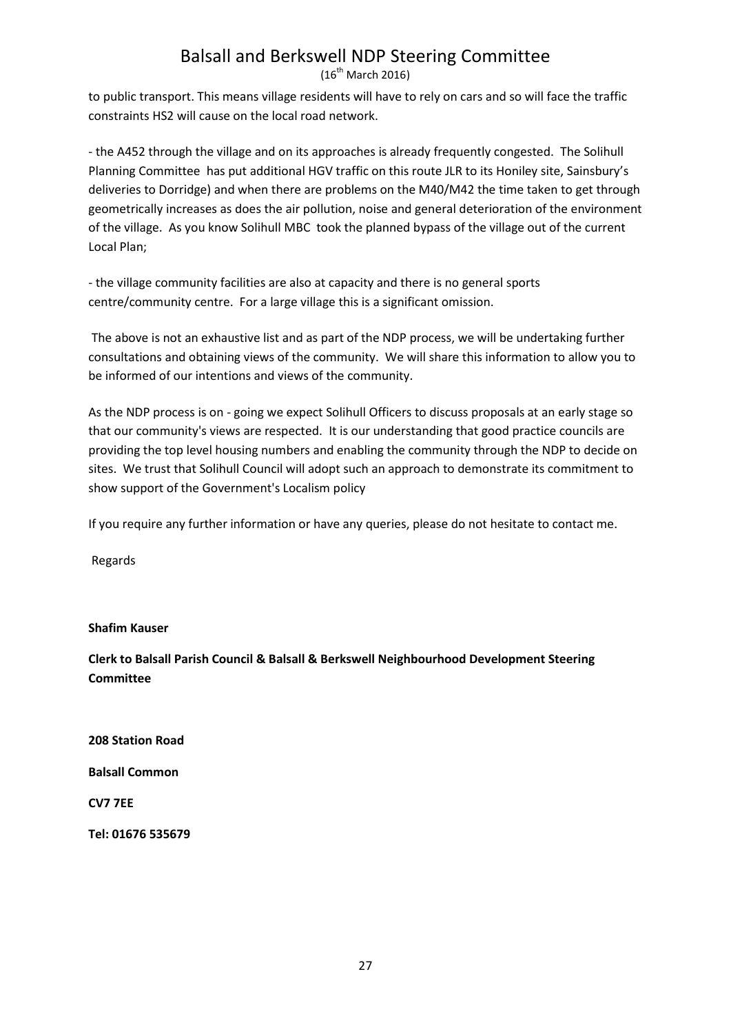to public transport. This means village residents will have to rely on cars and so will face the traffic constraints HS2 will cause on the local road network.

- the A452 through the village and on its approaches is already frequently congested. The Solihull Planning Committee has put additional HGV traffic on this route JLR to its Honiley site, Sainsbury's deliveries to Dorridge) and when there are problems on the M40/M42 the time taken to get through geometrically increases as does the air pollution, noise and general deterioration of the environment of the village. As you know Solihull MBC took the planned bypass of the village out of the current Local Plan;

- the village community facilities are also at capacity and there is no general sports centre/community centre. For a large village this is a significant omission.

The above is not an exhaustive list and as part of the NDP process, we will be undertaking further consultations and obtaining views of the community. We will share this information to allow you to be informed of our intentions and views of the community.

As the NDP process is on - going we expect Solihull Officers to discuss proposals at an early stage so that our community's views are respected. It is our understanding that good practice councils are providing the top level housing numbers and enabling the community through the NDP to decide on sites. We trust that Solihull Council will adopt such an approach to demonstrate its commitment to show support of the Government's Localism policy

If you require any further information or have any queries, please do not hesitate to contact me.

Regards

**Shafim Kauser**

**Clerk to Balsall Parish Council & Balsall & Berkswell Neighbourhood Development Steering Committee**

**208 Station Road**

**Balsall Common**

**CV7 7EE**

**Tel: 01676 535679**